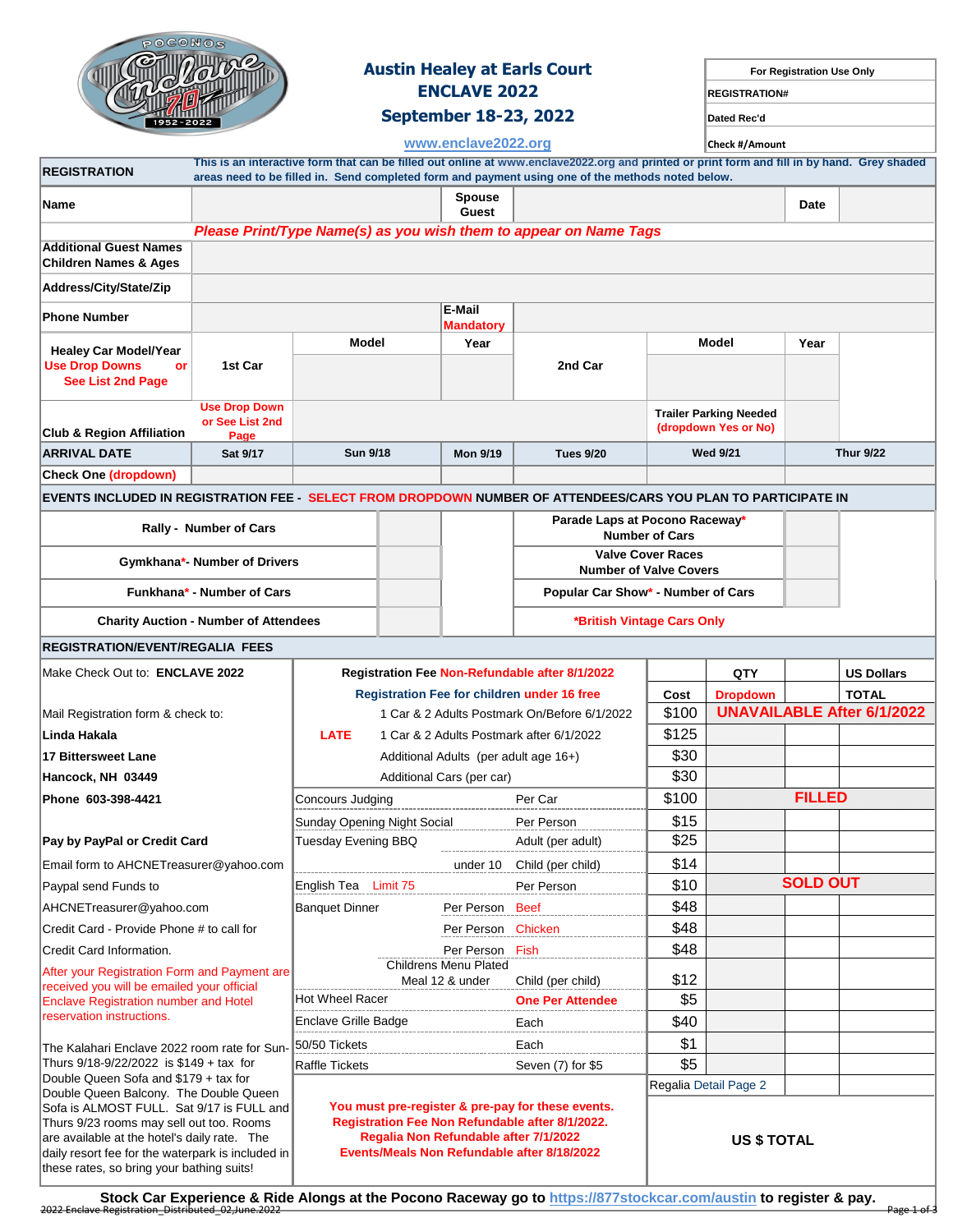# Austin Healey at Earls Court
## ENCLAVE 2022
## September 18-23, 2022

www.enclave2022.org

| For Registration Use Only |
|---|
| REGISTRATION# |
| Dated Rec'd |
| Check #/Amount |

**REGISTRATION** — This is an interactive form that can be filled out online at www.enclave2022.org and printed or print form and fill in by hand. Grey shaded areas need to be filled in. Send completed form and payment using one of the methods noted below.

| | | | | |
|---|---|---|---|---|
| **Name** | | **Spouse Guest** | | **Date** |

*Please Print/Type Name(s) as you wish them to appear on Name Tags*

| | |
|---|---|
| **Additional Guest Names Children Names & Ages** | |
| **Address/City/State/Zip** | |
| **Phone Number** | **E-Mail Mandatory** |

| **Healey Car Model/Year** Use Drop Downs or See List 2nd Page | **1st Car** | **Model** | **Year** | **2nd Car** | **Model** | **Year** |
|---|---|---|---|---|---|---|
| | | | | | | |

| **Club & Region Affiliation** | Use Drop Down or See List 2nd Page | | **Trailer Parking Needed (dropdown Yes or No)** | |
|---|---|---|---|---|

| **ARRIVAL DATE** | **Sat 9/17** | **Sun 9/18** | **Mon 9/19** | **Tues 9/20** | **Wed 9/21** | **Thur 9/22** |
|---|---|---|---|---|---|---|
| **Check One (dropdown)** | | | | | | |

**EVENTS INCLUDED IN REGISTRATION FEE - SELECT FROM DROPDOWN NUMBER OF ATTENDEES/CARS YOU PLAN TO PARTICIPATE IN**

| Event | Number | Event | Number |
|---|---|---|---|
| **Rally - Number of Cars** | | **Parade Laps at Pocono Raceway* Number of Cars** | |
| **Gymkhana*- Number of Drivers** | | **Valve Cover Races Number of Valve Covers** | |
| **Funkhana* - Number of Cars** | | **Popular Car Show* - Number of Cars** | |
| **Charity Auction - Number of Attendees** | | ***British Vintage Cars Only** | |

**REGISTRATION/EVENT/REGALIA FEES**

Make Check Out to: **ENCLAVE 2022**

Mail Registration form & check to:
**Linda Hakala**
**17 Bittersweet Lane**
**Hancock, NH 03449**
**Phone 603-398-4421**

**Pay by PayPal or Credit Card**
Email form to AHCNETreasurer@yahoo.com
Paypal send Funds to AHCNETreasurer@yahoo.com
Credit Card - Provide Phone # to call for Credit Card Information.

After your Registration Form and Payment are received you will be emailed your official Enclave Registration number and Hotel reservation instructions.

The Kalahari Enclave 2022 room rate for Sun-Thurs 9/18-9/22/2022 is $149 + tax for Double Queen Sofa and $179 + tax for Double Queen Balcony. The Double Queen Sofa is ALMOST FULL. Sat 9/17 is FULL and Thurs 9/23 rooms may sell out too. Rooms are available at the hotel's daily rate. The daily resort fee for the waterpark is included in these rates, so bring your bathing suits!

| Registration Fee Non-Refundable after 8/1/2022 | | | Cost | QTY Dropdown | | US Dollars TOTAL |
|---|---|---|---|---|---|---|
| Registration Fee for children under 16 free | | | | | | |
| | 1 Car & 2 Adults Postmark On/Before 6/1/2022 | | $100 | UNAVAILABLE After 6/1/2022 | | |
| LATE | 1 Car & 2 Adults Postmark after 6/1/2022 | | $125 | | | |
| | Additional Adults (per adult age 16+) | | $30 | | | |
| | Additional Cars (per car) | | $30 | | | |
| Concours Judging | | Per Car | $100 | FILLED | | |
| Sunday Opening Night Social | | Per Person | $15 | | | |
| Tuesday Evening BBQ | | Adult (per adult) | $25 | | | |
| | under 10 | Child (per child) | $14 | | | |
| English Tea Limit 75 | | Per Person | $10 | SOLD OUT | | |
| Banquet Dinner | Per Person | Beef | $48 | | | |
| | Per Person | Chicken | $48 | | | |
| | Per Person | Fish | $48 | | | |
| | Childrens Menu Plated Meal 12 & under | Child (per child) | $12 | | | |
| Hot Wheel Racer | | One Per Attendee | $5 | | | |
| Enclave Grille Badge | | Each | $40 | | | |
| 50/50 Tickets | | Each | $1 | | | |
| Raffle Tickets | | Seven (7) for $5 | $5 | | | |
| | | | Regalia Detail Page 2 | | | |
| **You must pre-register & pre-pay for these events. Registration Fee Non Refundable after 8/1/2022. Regalia Non Refundable after 7/1/2022 Events/Meals Non Refundable after 8/18/2022** | | | **US $ TOTAL** | | | |

**Stock Car Experience & Ride Alongs at the Pocono Raceway go to https://877stockcar.com/austin to register & pay.**

2022 Enclave Registration_Distributed_02,June.2022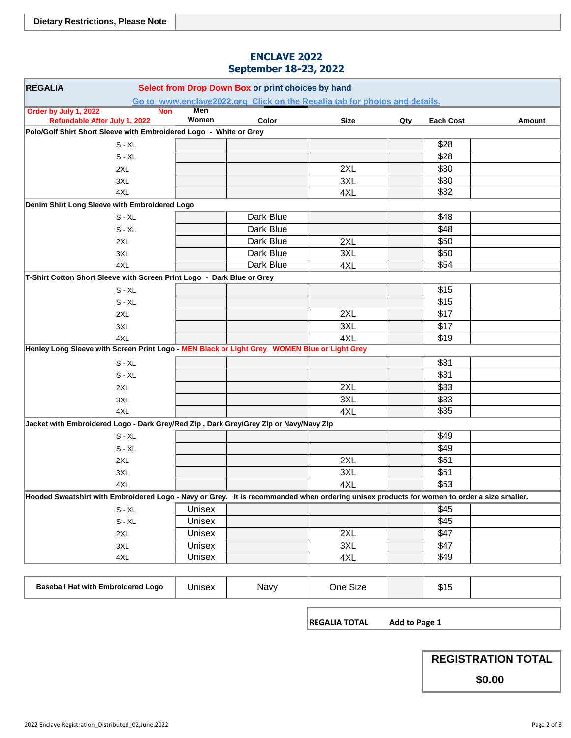| Dietary Restrictions, Please Note | |
|---|---|

## ENCLAVE 2022
## September 18-23, 2022

| REGALIA | Select from Drop Down Box or print choices by hand | | | | | |
|---|---|---|---|---|---|---|
| | Go to www.enclave2022.org Click on the Regalia tab for photos and details. | | | | | |
| Order by July 1, 2022 Non Refundable After July 1, 2022 | Men Women | Color | Size | Qty | Each Cost | Amount |
| **Polo/Golf Shirt Short Sleeve with Embroidered Logo - White or Grey** | | | | | | |
| S - XL | | | | | $28 | |
| S - XL | | | | | $28 | |
| 2XL | | | 2XL | | $30 | |
| 3XL | | | 3XL | | $30 | |
| 4XL | | | 4XL | | $32 | |
| **Denim Shirt Long Sleeve with Embroidered Logo** | | | | | | |
| S - XL | | Dark Blue | | | $48 | |
| S - XL | | Dark Blue | | | $48 | |
| 2XL | | Dark Blue | 2XL | | $50 | |
| 3XL | | Dark Blue | 3XL | | $50 | |
| 4XL | | Dark Blue | 4XL | | $54 | |
| **T-Shirt Cotton Short Sleeve with Screen Print Logo - Dark Blue or Grey** | | | | | | |
| S - XL | | | | | $15 | |
| S - XL | | | | | $15 | |
| 2XL | | | 2XL | | $17 | |
| 3XL | | | 3XL | | $17 | |
| 4XL | | | 4XL | | $19 | |
| **Henley Long Sleeve with Screen Print Logo - MEN Black or Light Grey WOMEN Blue or Light Grey** | | | | | | |
| S - XL | | | | | $31 | |
| S - XL | | | | | $31 | |
| 2XL | | | 2XL | | $33 | |
| 3XL | | | 3XL | | $33 | |
| 4XL | | | 4XL | | $35 | |
| **Jacket with Embroidered Logo - Dark Grey/Red Zip , Dark Grey/Grey Zip or Navy/Navy Zip** | | | | | | |
| S - XL | | | | | $49 | |
| S - XL | | | | | $49 | |
| 2XL | | | 2XL | | $51 | |
| 3XL | | | 3XL | | $51 | |
| 4XL | | | 4XL | | $53 | |
| **Hooded Sweatshirt with Embroidered Logo - Navy or Grey. It is recommended when ordering unisex products for women to order a size smaller.** | | | | | | |
| S - XL | Unisex | | | | $45 | |
| S - XL | Unisex | | | | $45 | |
| 2XL | Unisex | | 2XL | | $47 | |
| 3XL | Unisex | | 3XL | | $47 | |
| 4XL | Unisex | | 4XL | | $49 | |

| Baseball Hat with Embroidered Logo | Unisex | Navy | One Size | | $15 | |
|---|---|---|---|---|---|---|

**REGALIA TOTAL** **Add to Page 1**

| REGISTRATION TOTAL |
|---|
| $0.00 |

2022 Enclave Registration_Distributed_02,June.2022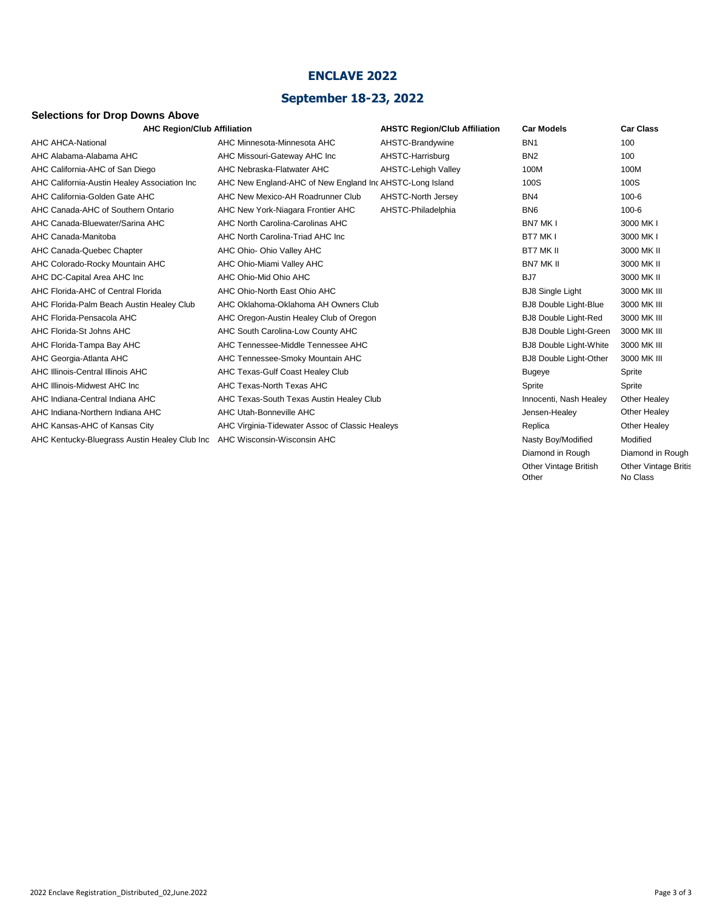## ENCLAVE 2022

## September 18-23, 2022

**Selections for Drop Downs Above**

| AHC Region/Club Affiliation | | AHSTC Region/Club Affiliation | Car Models | Car Class |
|---|---|---|---|---|
| AHC AHCA-National | AHC Minnesota-Minnesota AHC | AHSTC-Brandywine | BN1 | 100 |
| AHC Alabama-Alabama AHC | AHC Missouri-Gateway AHC Inc | AHSTC-Harrisburg | BN2 | 100 |
| AHC California-AHC of San Diego | AHC Nebraska-Flatwater AHC | AHSTC-Lehigh Valley | 100M | 100M |
| AHC California-Austin Healey Association Inc | AHC New England-AHC of New England Inc | AHSTC-Long Island | 100S | 100S |
| AHC California-Golden Gate AHC | AHC New Mexico-AH Roadrunner Club | AHSTC-North Jersey | BN4 | 100-6 |
| AHC Canada-AHC of Southern Ontario | AHC New York-Niagara Frontier AHC | AHSTC-Philadelphia | BN6 | 100-6 |
| AHC Canada-Bluewater/Sarina AHC | AHC North Carolina-Carolinas AHC | | BN7 MK I | 3000 MK I |
| AHC Canada-Manitoba | AHC North Carolina-Triad AHC Inc | | BT7 MK I | 3000 MK I |
| AHC Canada-Quebec Chapter | AHC Ohio- Ohio Valley AHC | | BT7 MK II | 3000 MK II |
| AHC Colorado-Rocky Mountain AHC | AHC Ohio-Miami Valley AHC | | BN7 MK II | 3000 MK II |
| AHC DC-Capital Area AHC Inc | AHC Ohio-Mid Ohio AHC | | BJ7 | 3000 MK II |
| AHC Florida-AHC of Central Florida | AHC Ohio-North East Ohio AHC | | BJ8 Single Light | 3000 MK III |
| AHC Florida-Palm Beach Austin Healey Club | AHC Oklahoma-Oklahoma AH Owners Club | | BJ8 Double Light-Blue | 3000 MK III |
| AHC Florida-Pensacola AHC | AHC Oregon-Austin Healey Club of Oregon | | BJ8 Double Light-Red | 3000 MK III |
| AHC Florida-St Johns AHC | AHC South Carolina-Low County AHC | | BJ8 Double Light-Green | 3000 MK III |
| AHC Florida-Tampa Bay AHC | AHC Tennessee-Middle Tennessee AHC | | BJ8 Double Light-White | 3000 MK III |
| AHC Georgia-Atlanta AHC | AHC Tennessee-Smoky Mountain AHC | | BJ8 Double Light-Other | 3000 MK III |
| AHC Illinois-Central Illinois AHC | AHC Texas-Gulf Coast Healey Club | | Bugeye | Sprite |
| AHC Illinois-Midwest AHC Inc | AHC Texas-North Texas AHC | | Sprite | Sprite |
| AHC Indiana-Central Indiana AHC | AHC Texas-South Texas Austin Healey Club | | Innocenti, Nash Healey | Other Healey |
| AHC Indiana-Northern Indiana AHC | AHC Utah-Bonneville AHC | | Jensen-Healey | Other Healey |
| AHC Kansas-AHC of Kansas City | AHC Virginia-Tidewater Assoc of Classic Healeys | | Replica | Other Healey |
| AHC Kentucky-Bluegrass Austin Healey Club Inc | AHC Wisconsin-Wisconsin AHC | | Nasty Boy/Modified | Modified |
| | | | Diamond in Rough | Diamond in Rough |
| | | | Other Vintage British | Other Vintage Britis |
| | | | Other | No Class |